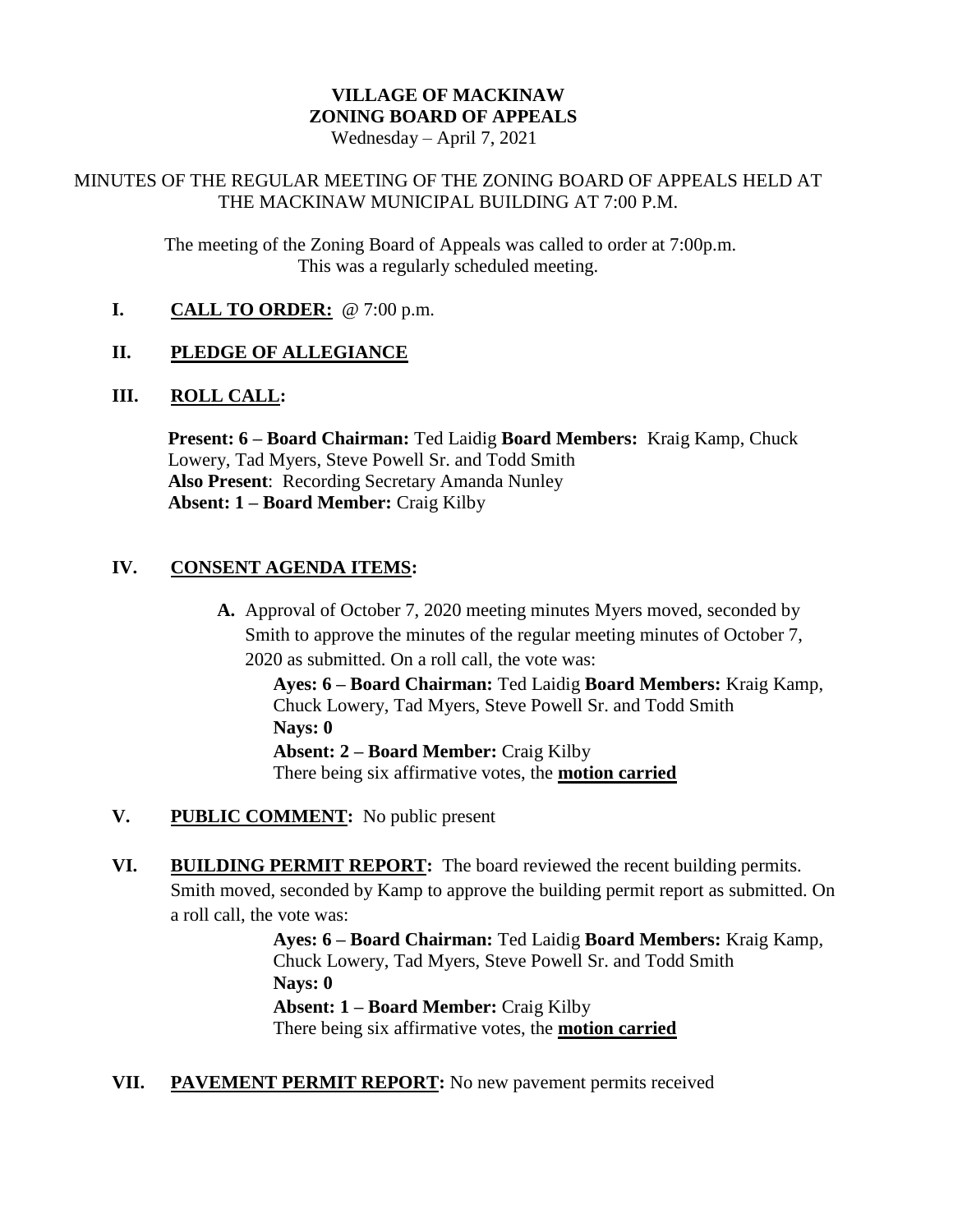# VILLAGE OF MACKINAW
## ZONING BOARD OF APPEALS

Wednesday – April 7, 2021

MINUTES OF THE REGULAR MEETING OF THE ZONING BOARD OF APPEALS HELD AT THE MACKINAW MUNICIPAL BUILDING AT 7:00 P.M.

The meeting of the Zoning Board of Appeals was called to order at 7:00p.m. This was a regularly scheduled meeting.

**I. CALL TO ORDER:** @ 7:00 p.m.

**II. PLEDGE OF ALLEGIANCE**

**III. ROLL CALL:**

**Present: 6 – Board Chairman:** Ted Laidig **Board Members:** Kraig Kamp, Chuck Lowery, Tad Myers, Steve Powell Sr. and Todd Smith
**Also Present**: Recording Secretary Amanda Nunley
**Absent: 1 – Board Member:** Craig Kilby

**IV. CONSENT AGENDA ITEMS:**

**A.** Approval of October 7, 2020 meeting minutes Myers moved, seconded by Smith to approve the minutes of the regular meeting minutes of October 7, 2020 as submitted. On a roll call, the vote was:

**Ayes: 6 – Board Chairman:** Ted Laidig **Board Members:** Kraig Kamp, Chuck Lowery, Tad Myers, Steve Powell Sr. and Todd Smith
**Nays: 0**
**Absent: 2 – Board Member:** Craig Kilby
There being six affirmative votes, the **motion carried**

**V. PUBLIC COMMENT:** No public present

**VI. BUILDING PERMIT REPORT:** The board reviewed the recent building permits. Smith moved, seconded by Kamp to approve the building permit report as submitted. On a roll call, the vote was:

**Ayes: 6 – Board Chairman:** Ted Laidig **Board Members:** Kraig Kamp, Chuck Lowery, Tad Myers, Steve Powell Sr. and Todd Smith
**Nays: 0**
**Absent: 1 – Board Member:** Craig Kilby
There being six affirmative votes, the **motion carried**

**VII. PAVEMENT PERMIT REPORT:** No new pavement permits received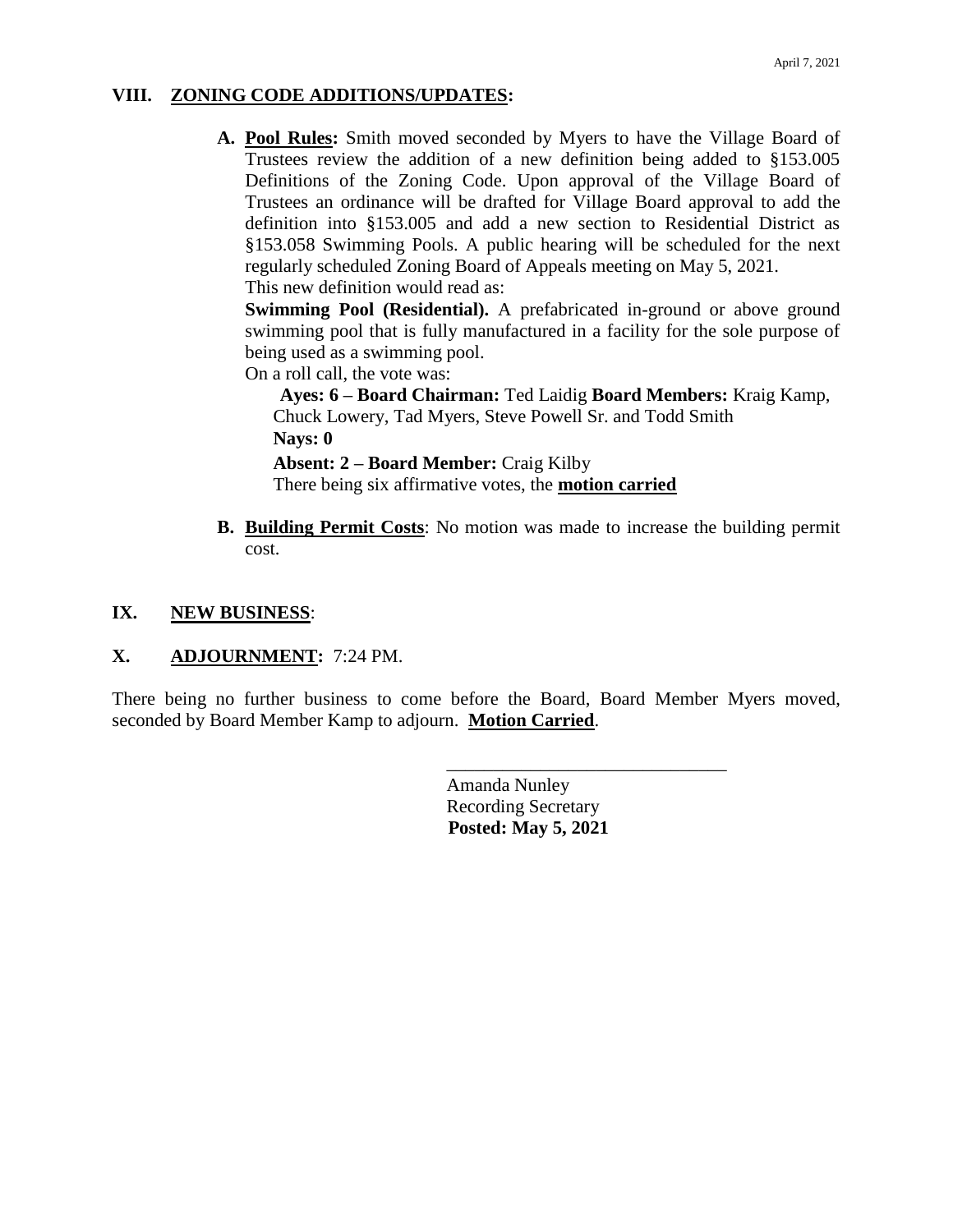## VIII. ZONING CODE ADDITIONS/UPDATES:

**A. Pool Rules:** Smith moved seconded by Myers to have the Village Board of Trustees review the addition of a new definition being added to §153.005 Definitions of the Zoning Code. Upon approval of the Village Board of Trustees an ordinance will be drafted for Village Board approval to add the definition into §153.005 and add a new section to Residential District as §153.058 Swimming Pools. A public hearing will be scheduled for the next regularly scheduled Zoning Board of Appeals meeting on May 5, 2021.
This new definition would read as:

**Swimming Pool (Residential).** A prefabricated in-ground or above ground swimming pool that is fully manufactured in a facility for the sole purpose of being used as a swimming pool.

On a roll call, the vote was:

**Ayes: 6 – Board Chairman:** Ted Laidig **Board Members:** Kraig Kamp, Chuck Lowery, Tad Myers, Steve Powell Sr. and Todd Smith

**Nays: 0**

**Absent: 2 – Board Member:** Craig Kilby

There being six affirmative votes, the **motion carried**

**B. Building Permit Costs**: No motion was made to increase the building permit cost.

## IX. NEW BUSINESS:

## X. ADJOURNMENT: 7:24 PM.

There being no further business to come before the Board, Board Member Myers moved, seconded by Board Member Kamp to adjourn. **Motion Carried**.

\_\_\_\_\_\_\_\_\_\_\_\_\_\_\_\_\_\_\_\_\_\_\_\_\_\_\_\_\_\_\_

Amanda Nunley
Recording Secretary
**Posted: May 5, 2021**